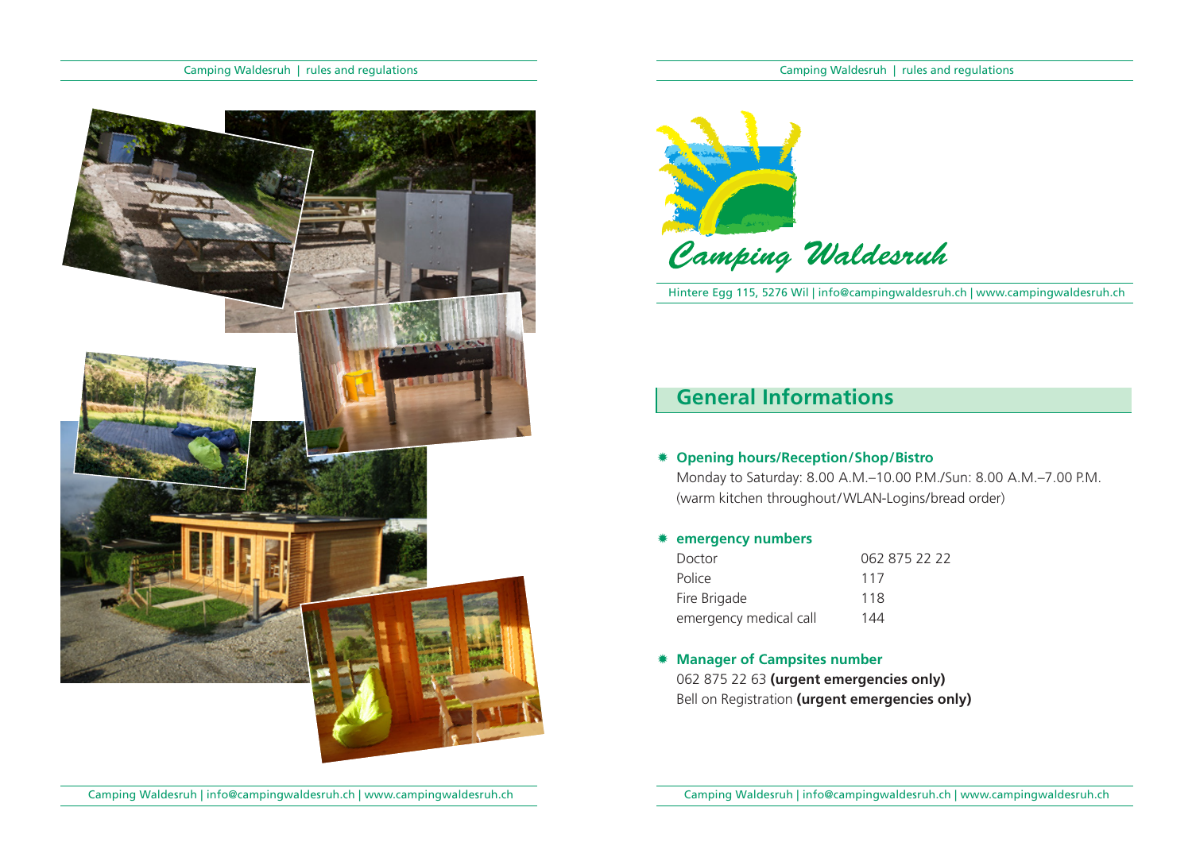# Camping Waldesruh

Hintere Egg 115, 5276 Wil | info@campingwaldesruh.ch | www.campingwaldesruh.ch

## General Informations

- **Opening hours/Reception/Shop/Bistro**

  Monday to Saturday: 8.00 A.M.–10.00 P.M./Sun: 8.00 A.M.–7.00 P.M.
  (warm kitchen throughout/WLAN-Logins/bread order)

- **emergency numbers**

| | |
|---|---|
| Doctor | 062 875 22 22 |
| Police | 117 |
| Fire Brigade | 118 |
| emergency medical call | 144 |

- **Manager of Campsites number**

  062 875 22 63 **(urgent emergencies only)**
  Bell on Registration **(urgent emergencies only)**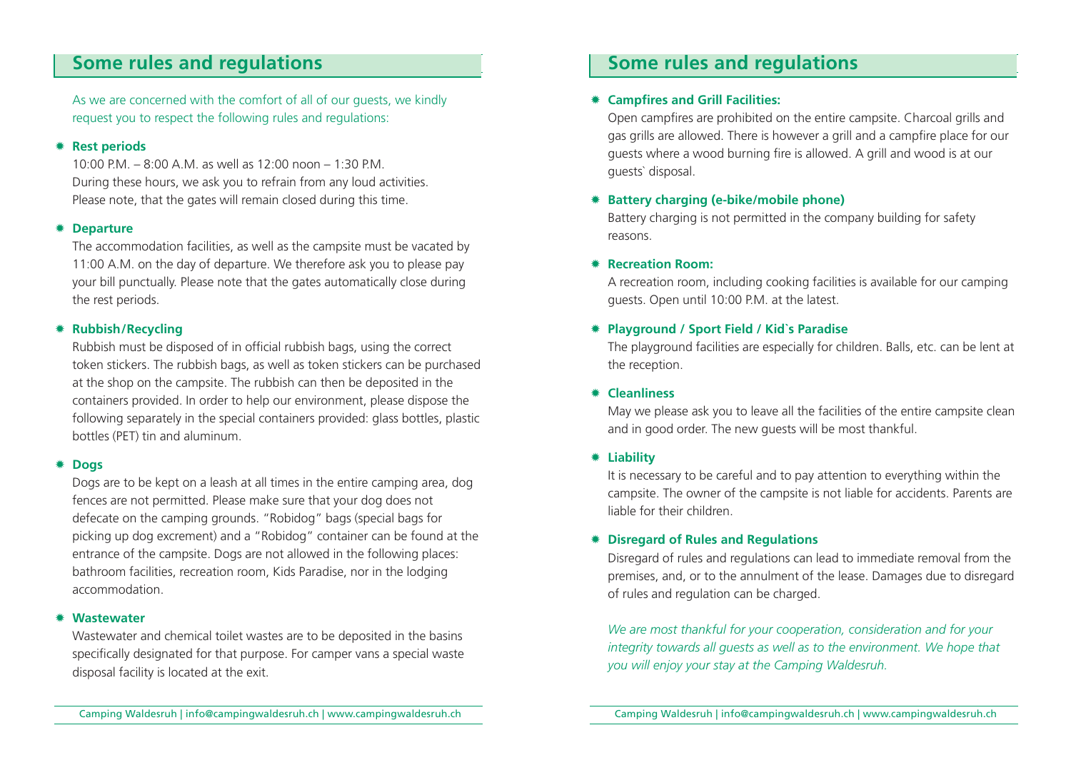## Some rules and regulations

As we are concerned with the comfort of all of our guests, we kindly request you to respect the following rules and regulations:

- **Rest periods**

  10:00 P.M. – 8:00 A.M. as well as 12:00 noon – 1:30 P.M.
  During these hours, we ask you to refrain from any loud activities. Please note, that the gates will remain closed during this time.

- **Departure**

  The accommodation facilities, as well as the campsite must be vacated by 11:00 A.M. on the day of departure. We therefore ask you to please pay your bill punctually. Please note that the gates automatically close during the rest periods.

- **Rubbish/Recycling**

  Rubbish must be disposed of in official rubbish bags, using the correct token stickers. The rubbish bags, as well as token stickers can be purchased at the shop on the campsite. The rubbish can then be deposited in the containers provided. In order to help our environment, please dispose the following separately in the special containers provided: glass bottles, plastic bottles (PET) tin and aluminum.

- **Dogs**

  Dogs are to be kept on a leash at all times in the entire camping area, dog fences are not permitted. Please make sure that your dog does not defecate on the camping grounds. "Robidog" bags (special bags for picking up dog excrement) and a "Robidog" container can be found at the entrance of the campsite. Dogs are not allowed in the following places: bathroom facilities, recreation room, Kids Paradise, nor in the lodging accommodation.

- **Wastewater**

  Wastewater and chemical toilet wastes are to be deposited in the basins specifically designated for that purpose. For camper vans a special waste disposal facility is located at the exit.

## Some rules and regulations

- **Campfires and Grill Facilities:**

  Open campfires are prohibited on the entire campsite. Charcoal grills and gas grills are allowed. There is however a grill and a campfire place for our guests where a wood burning fire is allowed. A grill and wood is at our guests` disposal.

- **Battery charging (e-bike/mobile phone)**

  Battery charging is not permitted in the company building for safety reasons.

- **Recreation Room:**

  A recreation room, including cooking facilities is available for our camping guests. Open until 10:00 P.M. at the latest.

- **Playground / Sport Field / Kid`s Paradise**

  The playground facilities are especially for children. Balls, etc. can be lent at the reception.

- **Cleanliness**

  May we please ask you to leave all the facilities of the entire campsite clean and in good order. The new guests will be most thankful.

- **Liability**

  It is necessary to be careful and to pay attention to everything within the campsite. The owner of the campsite is not liable for accidents. Parents are liable for their children.

- **Disregard of Rules and Regulations**

  Disregard of rules and regulations can lead to immediate removal from the premises, and, or to the annulment of the lease. Damages due to disregard of rules and regulation can be charged.

*We are most thankful for your cooperation, consideration and for your integrity towards all guests as well as to the environment. We hope that you will enjoy your stay at the Camping Waldesruh.*